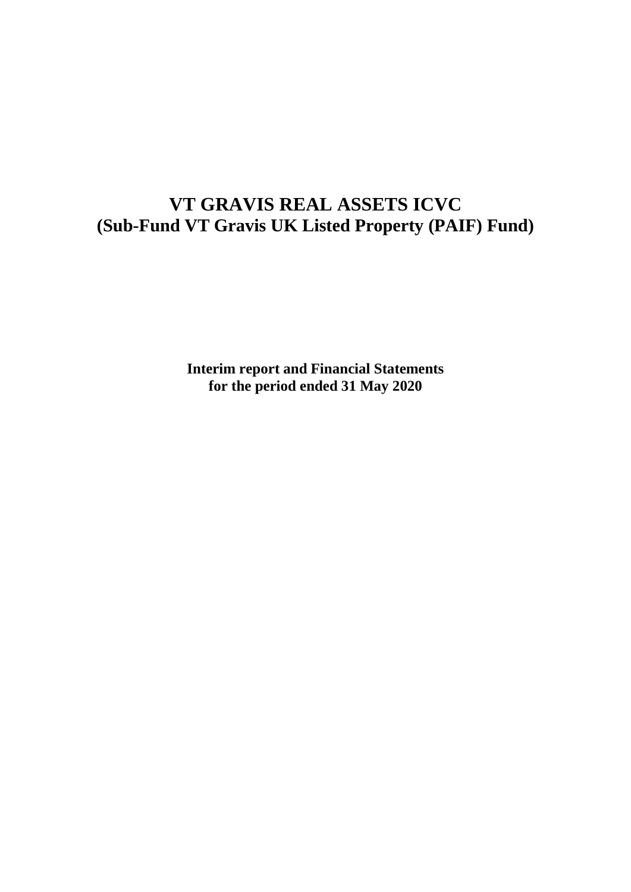# VT GRAVIS REAL ASSETS ICVC
# (Sub-Fund VT Gravis UK Listed Property (PAIF) Fund)

**Interim report and Financial Statements**
**for the period ended 31 May 2020**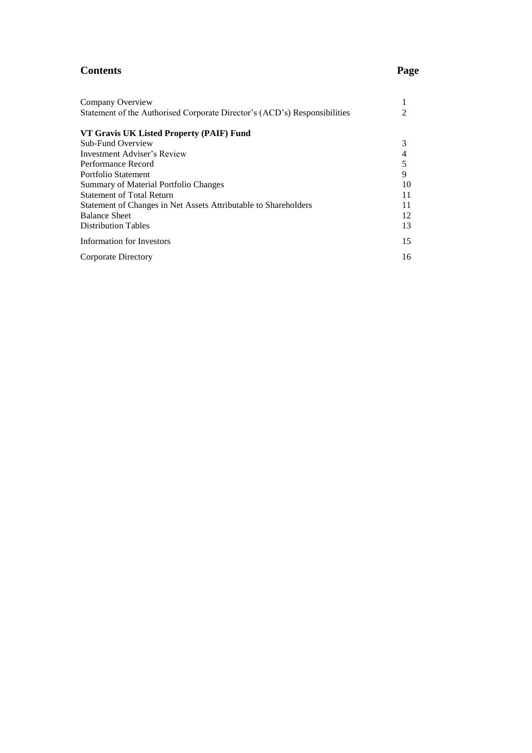## Contents

| | Page |
|---|---|
| Company Overview | 1 |
| Statement of the Authorised Corporate Director's (ACD's) Responsibilities | 2 |
| **VT Gravis UK Listed Property (PAIF) Fund** | |
| Sub-Fund Overview | 3 |
| Investment Adviser's Review | 4 |
| Performance Record | 5 |
| Portfolio Statement | 9 |
| Summary of Material Portfolio Changes | 10 |
| Statement of Total Return | 11 |
| Statement of Changes in Net Assets Attributable to Shareholders | 11 |
| Balance Sheet | 12 |
| Distribution Tables | 13 |
| Information for Investors | 15 |
| Corporate Directory | 16 |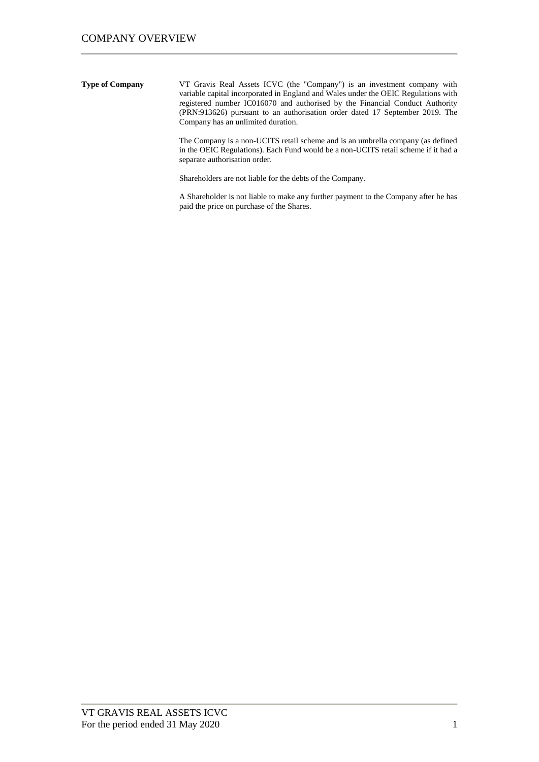# COMPANY OVERVIEW

**Type of Company**

VT Gravis Real Assets ICVC (the "Company") is an investment company with variable capital incorporated in England and Wales under the OEIC Regulations with registered number IC016070 and authorised by the Financial Conduct Authority (PRN:913626) pursuant to an authorisation order dated 17 September 2019. The Company has an unlimited duration.

The Company is a non-UCITS retail scheme and is an umbrella company (as defined in the OEIC Regulations). Each Fund would be a non-UCITS retail scheme if it had a separate authorisation order.

Shareholders are not liable for the debts of the Company.

A Shareholder is not liable to make any further payment to the Company after he has paid the price on purchase of the Shares.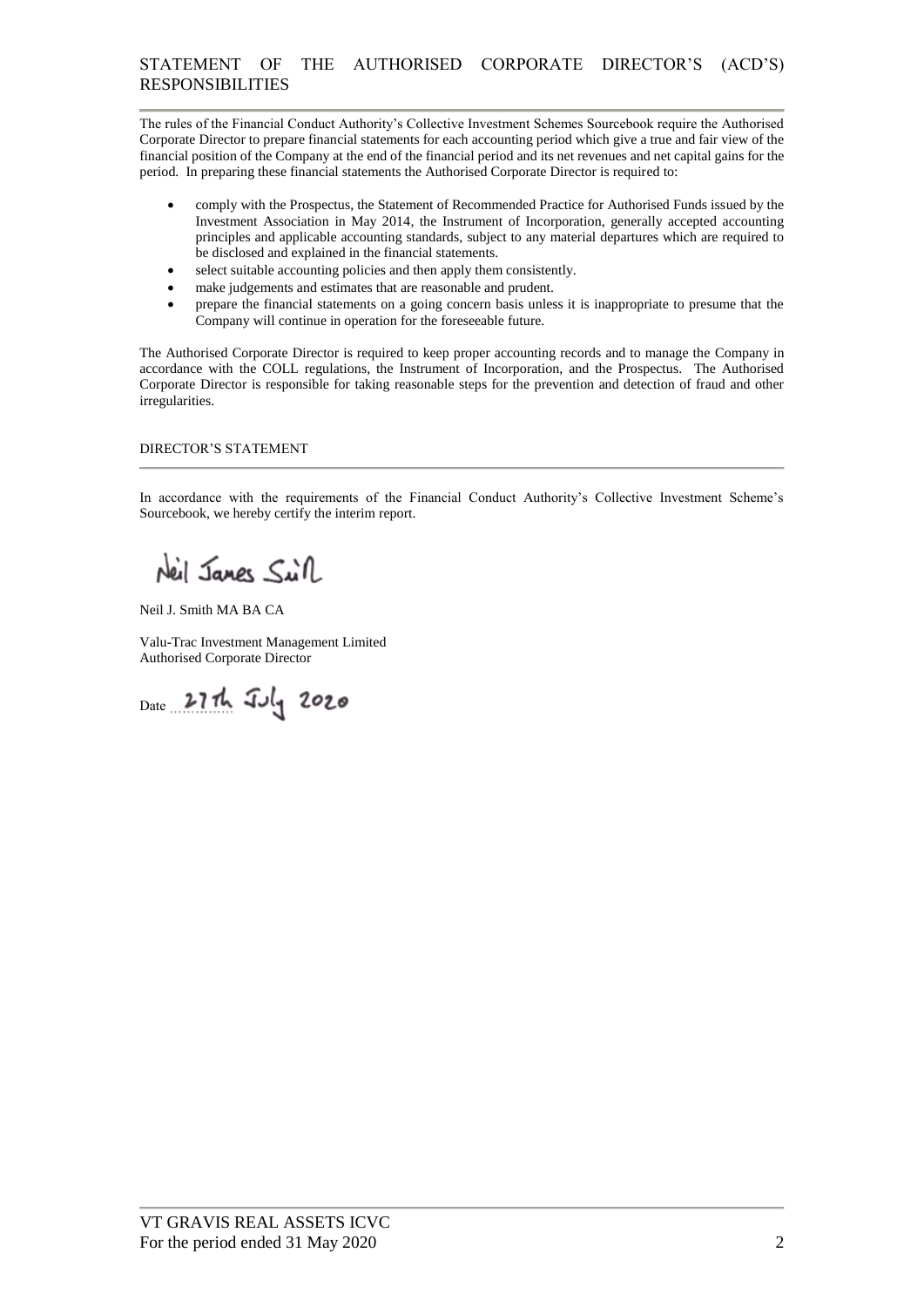# STATEMENT OF THE AUTHORISED CORPORATE DIRECTOR'S (ACD'S) RESPONSIBILITIES

The rules of the Financial Conduct Authority's Collective Investment Schemes Sourcebook require the Authorised Corporate Director to prepare financial statements for each accounting period which give a true and fair view of the financial position of the Company at the end of the financial period and its net revenues and net capital gains for the period. In preparing these financial statements the Authorised Corporate Director is required to:

- comply with the Prospectus, the Statement of Recommended Practice for Authorised Funds issued by the Investment Association in May 2014, the Instrument of Incorporation, generally accepted accounting principles and applicable accounting standards, subject to any material departures which are required to be disclosed and explained in the financial statements.
- select suitable accounting policies and then apply them consistently.
- make judgements and estimates that are reasonable and prudent.
- prepare the financial statements on a going concern basis unless it is inappropriate to presume that the Company will continue in operation for the foreseeable future.

The Authorised Corporate Director is required to keep proper accounting records and to manage the Company in accordance with the COLL regulations, the Instrument of Incorporation, and the Prospectus. The Authorised Corporate Director is responsible for taking reasonable steps for the prevention and detection of fraud and other irregularities.

## DIRECTOR'S STATEMENT

In accordance with the requirements of the Financial Conduct Authority's Collective Investment Scheme's Sourcebook, we hereby certify the interim report.

Neil James Smith

Neil J. Smith MA BA CA

Valu-Trac Investment Management Limited
Authorised Corporate Director

Date 27th July 2020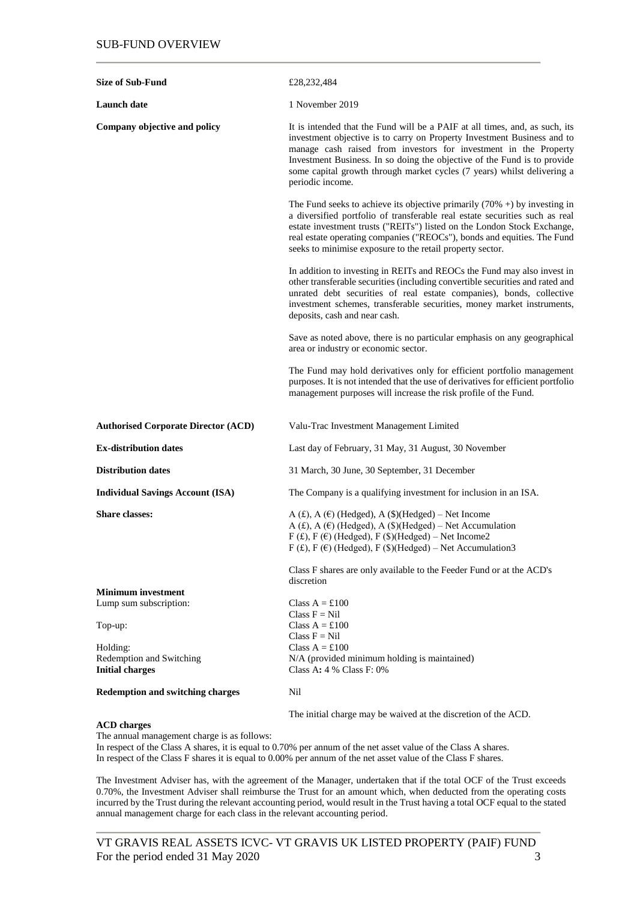# SUB-FUND OVERVIEW

| | |
|---|---|
| **Size of Sub-Fund** | £28,232,484 |
| **Launch date** | 1 November 2019 |
| **Company objective and policy** | It is intended that the Fund will be a PAIF at all times, and, as such, its investment objective is to carry on Property Investment Business and to manage cash raised from investors for investment in the Property Investment Business. In so doing the objective of the Fund is to provide some capital growth through market cycles (7 years) whilst delivering a periodic income.<br><br>The Fund seeks to achieve its objective primarily (70% +) by investing in a diversified portfolio of transferable real estate securities such as real estate investment trusts ("REITs") listed on the London Stock Exchange, real estate operating companies ("REOCs"), bonds and equities. The Fund seeks to minimise exposure to the retail property sector.<br><br>In addition to investing in REITs and REOCs the Fund may also invest in other transferable securities (including convertible securities and rated and unrated debt securities of real estate companies), bonds, collective investment schemes, transferable securities, money market instruments, deposits, cash and near cash.<br><br>Save as noted above, there is no particular emphasis on any geographical area or industry or economic sector.<br><br>The Fund may hold derivatives only for efficient portfolio management purposes. It is not intended that the use of derivatives for efficient portfolio management purposes will increase the risk profile of the Fund. |
| **Authorised Corporate Director (ACD)** | Valu-Trac Investment Management Limited |
| **Ex-distribution dates** | Last day of February, 31 May, 31 August, 30 November |
| **Distribution dates** | 31 March, 30 June, 30 September, 31 December |
| **Individual Savings Account (ISA)** | The Company is a qualifying investment for inclusion in an ISA. |
| **Share classes:** | A (£), A (€) (Hedged), A ($)(Hedged) – Net Income<br>A (£), A (€) (Hedged), A ($)(Hedged) – Net Accumulation<br>F (£), F (€) (Hedged), F ($)(Hedged) – Net Income2<br>F (£), F (€) (Hedged), F ($)(Hedged) – Net Accumulation3<br><br>Class F shares are only available to the Feeder Fund or at the ACD's discretion |
| **Minimum investment** | |
| Lump sum subscription: | Class A = £100<br>Class F = Nil |
| Top-up: | Class A = £100<br>Class F = Nil |
| Holding: | Class A = £100 |
| Redemption and Switching | N/A (provided minimum holding is maintained) |
| **Initial charges** | Class A**:** 4 % Class F: 0% |
| **Redemption and switching charges** | Nil |
| | The initial charge may be waived at the discretion of the ACD. |

**ACD charges**

The annual management charge is as follows:
In respect of the Class A shares, it is equal to 0.70% per annum of the net asset value of the Class A shares.
In respect of the Class F shares it is equal to 0.00% per annum of the net asset value of the Class F shares.

The Investment Adviser has, with the agreement of the Manager, undertaken that if the total OCF of the Trust exceeds 0.70%, the Investment Adviser shall reimburse the Trust for an amount which, when deducted from the operating costs incurred by the Trust during the relevant accounting period, would result in the Trust having a total OCF equal to the stated annual management charge for each class in the relevant accounting period.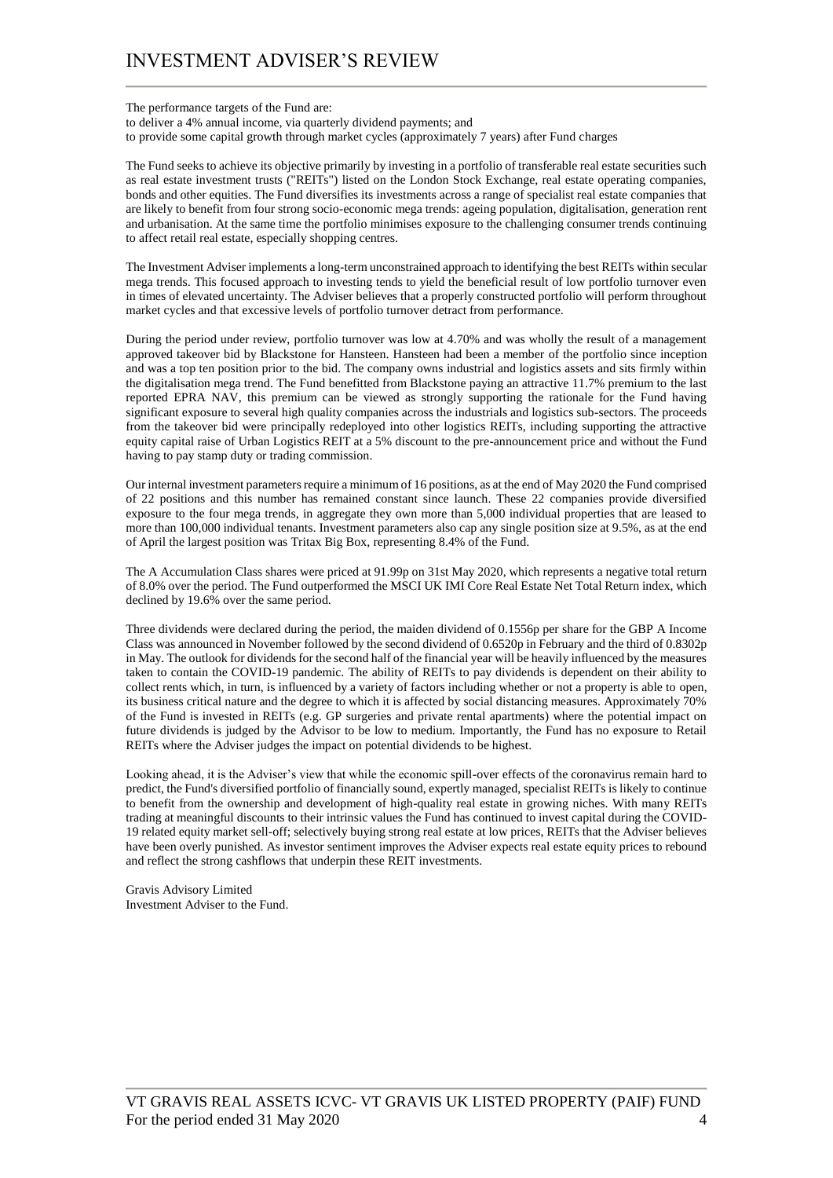# INVESTMENT ADVISER'S REVIEW

The performance targets of the Fund are:
to deliver a 4% annual income, via quarterly dividend payments; and
to provide some capital growth through market cycles (approximately 7 years) after Fund charges

The Fund seeks to achieve its objective primarily by investing in a portfolio of transferable real estate securities such as real estate investment trusts ("REITs") listed on the London Stock Exchange, real estate operating companies, bonds and other equities. The Fund diversifies its investments across a range of specialist real estate companies that are likely to benefit from four strong socio-economic mega trends: ageing population, digitalisation, generation rent and urbanisation. At the same time the portfolio minimises exposure to the challenging consumer trends continuing to affect retail real estate, especially shopping centres.

The Investment Adviser implements a long-term unconstrained approach to identifying the best REITs within secular mega trends. This focused approach to investing tends to yield the beneficial result of low portfolio turnover even in times of elevated uncertainty. The Adviser believes that a properly constructed portfolio will perform throughout market cycles and that excessive levels of portfolio turnover detract from performance.

During the period under review, portfolio turnover was low at 4.70% and was wholly the result of a management approved takeover bid by Blackstone for Hansteen. Hansteen had been a member of the portfolio since inception and was a top ten position prior to the bid. The company owns industrial and logistics assets and sits firmly within the digitalisation mega trend. The Fund benefitted from Blackstone paying an attractive 11.7% premium to the last reported EPRA NAV, this premium can be viewed as strongly supporting the rationale for the Fund having significant exposure to several high quality companies across the industrials and logistics sub-sectors. The proceeds from the takeover bid were principally redeployed into other logistics REITs, including supporting the attractive equity capital raise of Urban Logistics REIT at a 5% discount to the pre-announcement price and without the Fund having to pay stamp duty or trading commission.

Our internal investment parameters require a minimum of 16 positions, as at the end of May 2020 the Fund comprised of 22 positions and this number has remained constant since launch. These 22 companies provide diversified exposure to the four mega trends, in aggregate they own more than 5,000 individual properties that are leased to more than 100,000 individual tenants. Investment parameters also cap any single position size at 9.5%, as at the end of April the largest position was Tritax Big Box, representing 8.4% of the Fund.

The A Accumulation Class shares were priced at 91.99p on 31st May 2020, which represents a negative total return of 8.0% over the period. The Fund outperformed the MSCI UK IMI Core Real Estate Net Total Return index, which declined by 19.6% over the same period.

Three dividends were declared during the period, the maiden dividend of 0.1556p per share for the GBP A Income Class was announced in November followed by the second dividend of 0.6520p in February and the third of 0.8302p in May. The outlook for dividends for the second half of the financial year will be heavily influenced by the measures taken to contain the COVID-19 pandemic. The ability of REITs to pay dividends is dependent on their ability to collect rents which, in turn, is influenced by a variety of factors including whether or not a property is able to open, its business critical nature and the degree to which it is affected by social distancing measures. Approximately 70% of the Fund is invested in REITs (e.g. GP surgeries and private rental apartments) where the potential impact on future dividends is judged by the Advisor to be low to medium. Importantly, the Fund has no exposure to Retail REITs where the Adviser judges the impact on potential dividends to be highest.

Looking ahead, it is the Adviser's view that while the economic spill-over effects of the coronavirus remain hard to predict, the Fund's diversified portfolio of financially sound, expertly managed, specialist REITs is likely to continue to benefit from the ownership and development of high-quality real estate in growing niches. With many REITs trading at meaningful discounts to their intrinsic values the Fund has continued to invest capital during the COVID-19 related equity market sell-off; selectively buying strong real estate at low prices, REITs that the Adviser believes have been overly punished. As investor sentiment improves the Adviser expects real estate equity prices to rebound and reflect the strong cashflows that underpin these REIT investments.

Gravis Advisory Limited
Investment Adviser to the Fund.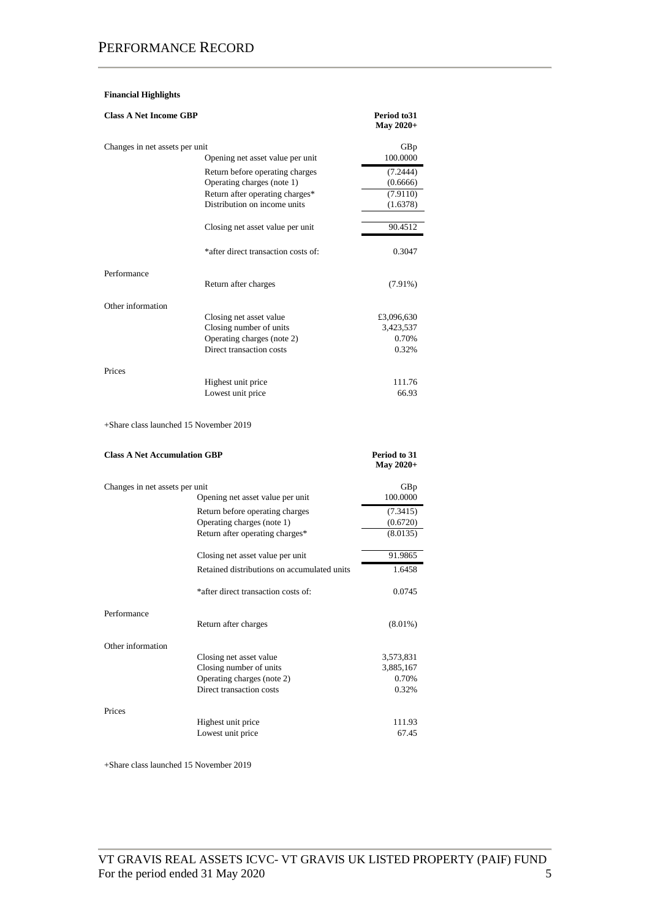# Performance Record

**Financial Highlights**

| **Class A Net Income GBP** | | **Period to31 May 2020+** |
|---|---|---|
| Changes in net assets per unit | | GBp |
| | Opening net asset value per unit | 100.0000 |
| | Return before operating charges | (7.2444) |
| | Operating charges (note 1) | (0.6666) |
| | Return after operating charges* | (7.9110) |
| | Distribution on income units | (1.6378) |
| | Closing net asset value per unit | 90.4512 |
| | *after direct transaction costs of: | 0.3047 |
| Performance | | |
| | Return after charges | (7.91%) |
| Other information | | |
| | Closing net asset value | £3,096,630 |
| | Closing number of units | 3,423,537 |
| | Operating charges (note 2) | 0.70% |
| | Direct transaction costs | 0.32% |
| Prices | | |
| | Highest unit price | 111.76 |
| | Lowest unit price | 66.93 |

+Share class launched 15 November 2019

| **Class A Net Accumulation GBP** | | **Period to 31 May 2020+** |
|---|---|---|
| Changes in net assets per unit | | GBp |
| | Opening net asset value per unit | 100.0000 |
| | Return before operating charges | (7.3415) |
| | Operating charges (note 1) | (0.6720) |
| | Return after operating charges* | (8.0135) |
| | Closing net asset value per unit | 91.9865 |
| | Retained distributions on accumulated units | 1.6458 |
| | *after direct transaction costs of: | 0.0745 |
| Performance | | |
| | Return after charges | (8.01%) |
| Other information | | |
| | Closing net asset value | 3,573,831 |
| | Closing number of units | 3,885,167 |
| | Operating charges (note 2) | 0.70% |
| | Direct transaction costs | 0.32% |
| Prices | | |
| | Highest unit price | 111.93 |
| | Lowest unit price | 67.45 |

+Share class launched 15 November 2019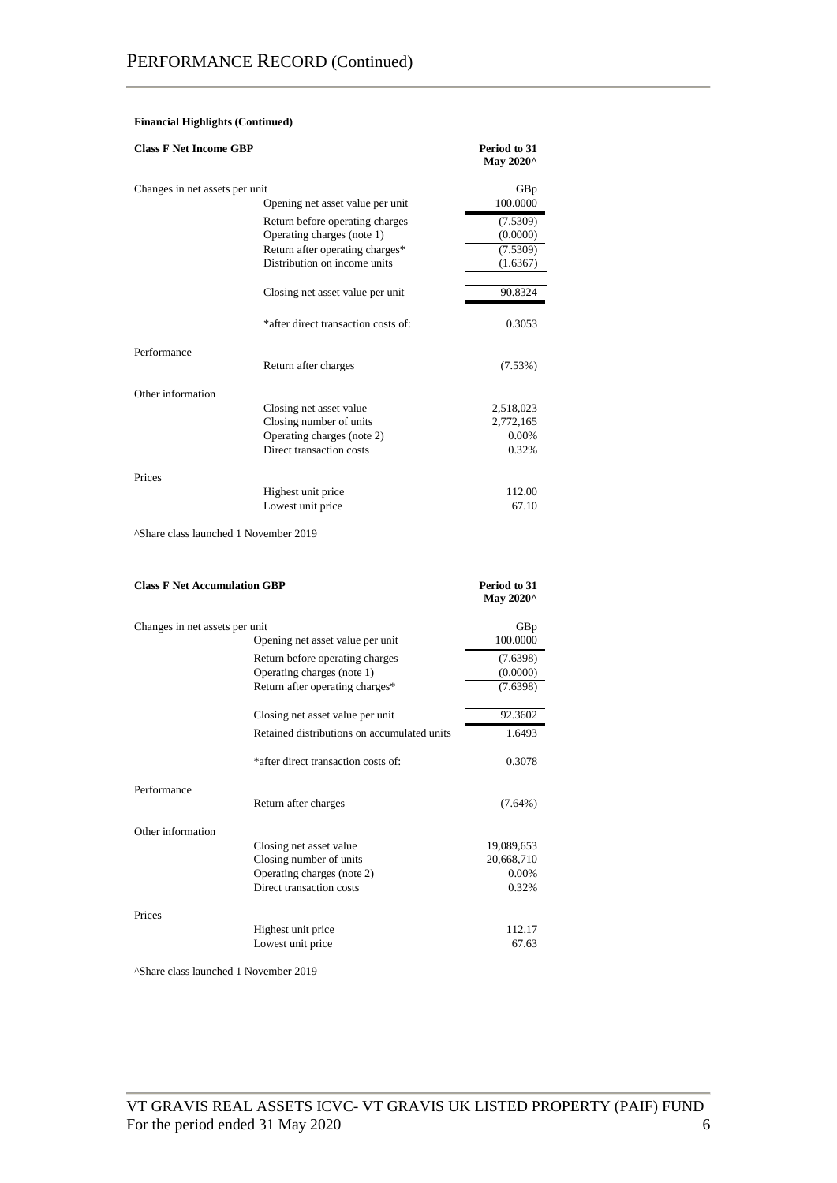# PERFORMANCE RECORD (Continued)

**Financial Highlights (Continued)**

| **Class F Net Income GBP** | | **Period to 31 May 2020^** |
|---|---|---|
| Changes in net assets per unit | | GBp |
| | Opening net asset value per unit | 100.0000 |
| | Return before operating charges | (7.5309) |
| | Operating charges (note 1) | (0.0000) |
| | Return after operating charges* | (7.5309) |
| | Distribution on income units | (1.6367) |
| | Closing net asset value per unit | 90.8324 |
| | *after direct transaction costs of: | 0.3053 |
| Performance | | |
| | Return after charges | (7.53%) |
| Other information | | |
| | Closing net asset value | 2,518,023 |
| | Closing number of units | 2,772,165 |
| | Operating charges (note 2) | 0.00% |
| | Direct transaction costs | 0.32% |
| Prices | | |
| | Highest unit price | 112.00 |
| | Lowest unit price | 67.10 |

^Share class launched 1 November 2019

| **Class F Net Accumulation GBP** | | **Period to 31 May 2020^** |
|---|---|---|
| Changes in net assets per unit | | GBp |
| | Opening net asset value per unit | 100.0000 |
| | Return before operating charges | (7.6398) |
| | Operating charges (note 1) | (0.0000) |
| | Return after operating charges* | (7.6398) |
| | Closing net asset value per unit | 92.3602 |
| | Retained distributions on accumulated units | 1.6493 |
| | *after direct transaction costs of: | 0.3078 |
| Performance | | |
| | Return after charges | (7.64%) |
| Other information | | |
| | Closing net asset value | 19,089,653 |
| | Closing number of units | 20,668,710 |
| | Operating charges (note 2) | 0.00% |
| | Direct transaction costs | 0.32% |
| Prices | | |
| | Highest unit price | 112.17 |
| | Lowest unit price | 67.63 |

^Share class launched 1 November 2019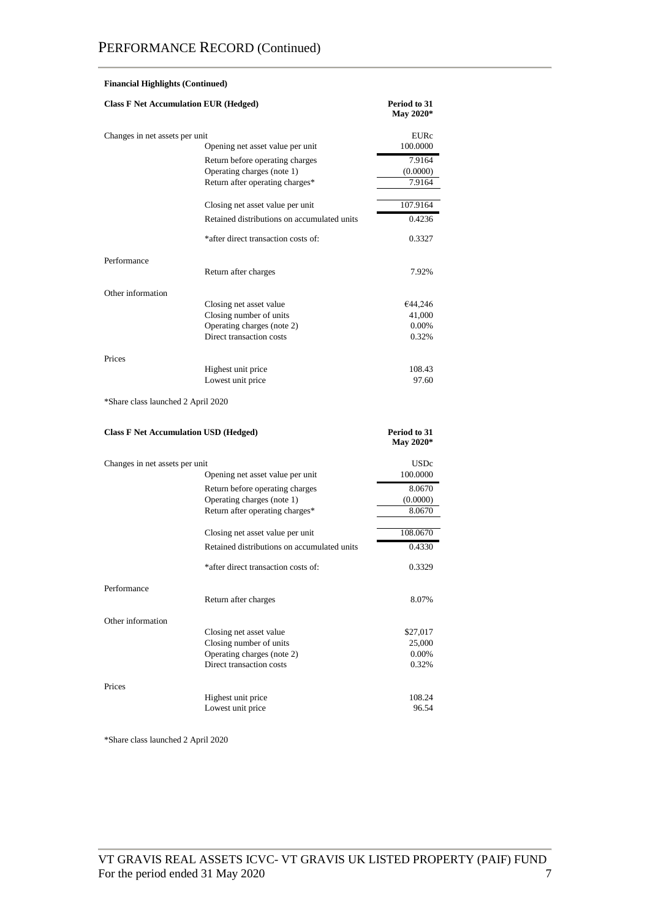# PERFORMANCE RECORD (Continued)

**Financial Highlights (Continued)**

| **Class F Net Accumulation EUR (Hedged)** | | **Period to 31 May 2020*** |
|---|---|---|
| Changes in net assets per unit | | EURc |
| | Opening net asset value per unit | 100.0000 |
| | Return before operating charges | 7.9164 |
| | Operating charges (note 1) | (0.0000) |
| | Return after operating charges* | 7.9164 |
| | Closing net asset value per unit | 107.9164 |
| | Retained distributions on accumulated units | 0.4236 |
| | *after direct transaction costs of: | 0.3327 |
| Performance | | |
| | Return after charges | 7.92% |
| Other information | | |
| | Closing net asset value | €44,246 |
| | Closing number of units | 41,000 |
| | Operating charges (note 2) | 0.00% |
| | Direct transaction costs | 0.32% |
| Prices | | |
| | Highest unit price | 108.43 |
| | Lowest unit price | 97.60 |

*Share class launched 2 April 2020

| **Class F Net Accumulation USD (Hedged)** | | **Period to 31 May 2020*** |
|---|---|---|
| Changes in net assets per unit | | USDc |
| | Opening net asset value per unit | 100.0000 |
| | Return before operating charges | 8.0670 |
| | Operating charges (note 1) | (0.0000) |
| | Return after operating charges* | 8.0670 |
| | Closing net asset value per unit | 108.0670 |
| | Retained distributions on accumulated units | 0.4330 |
| | *after direct transaction costs of: | 0.3329 |
| Performance | | |
| | Return after charges | 8.07% |
| Other information | | |
| | Closing net asset value | $27,017 |
| | Closing number of units | 25,000 |
| | Operating charges (note 2) | 0.00% |
| | Direct transaction costs | 0.32% |
| Prices | | |
| | Highest unit price | 108.24 |
| | Lowest unit price | 96.54 |

*Share class launched 2 April 2020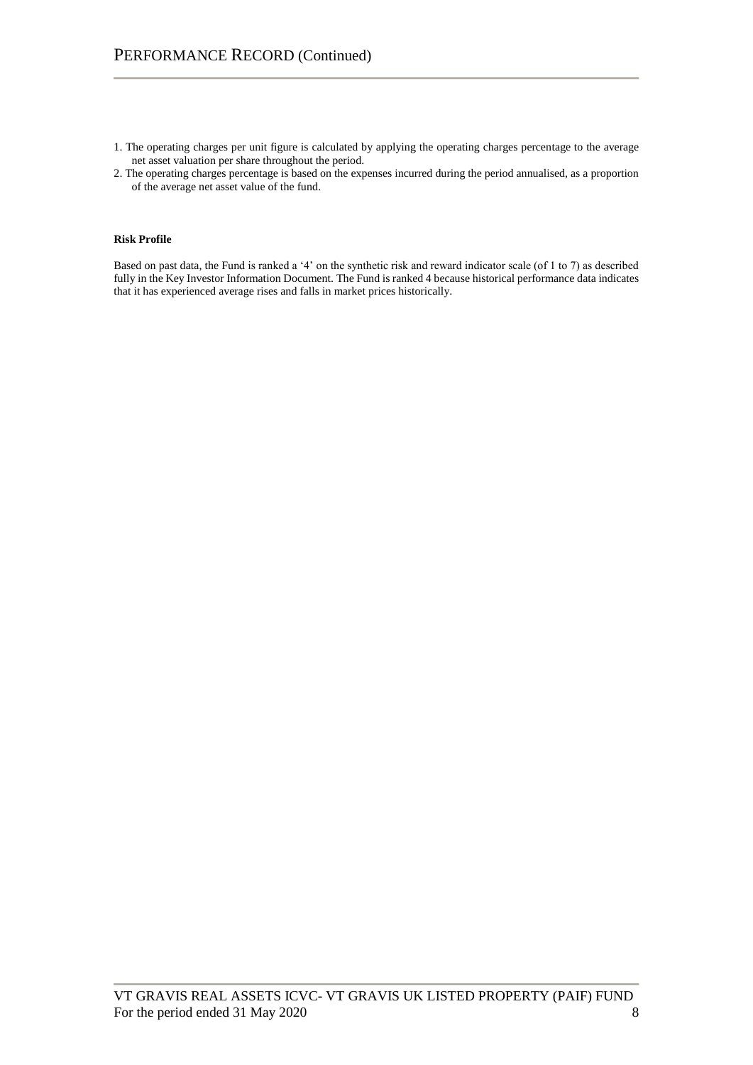1. The operating charges per unit figure is calculated by applying the operating charges percentage to the average net asset valuation per share throughout the period.
2. The operating charges percentage is based on the expenses incurred during the period annualised, as a proportion of the average net asset value of the fund.

**Risk Profile**

Based on past data, the Fund is ranked a '4' on the synthetic risk and reward indicator scale (of 1 to 7) as described fully in the Key Investor Information Document. The Fund is ranked 4 because historical performance data indicates that it has experienced average rises and falls in market prices historically.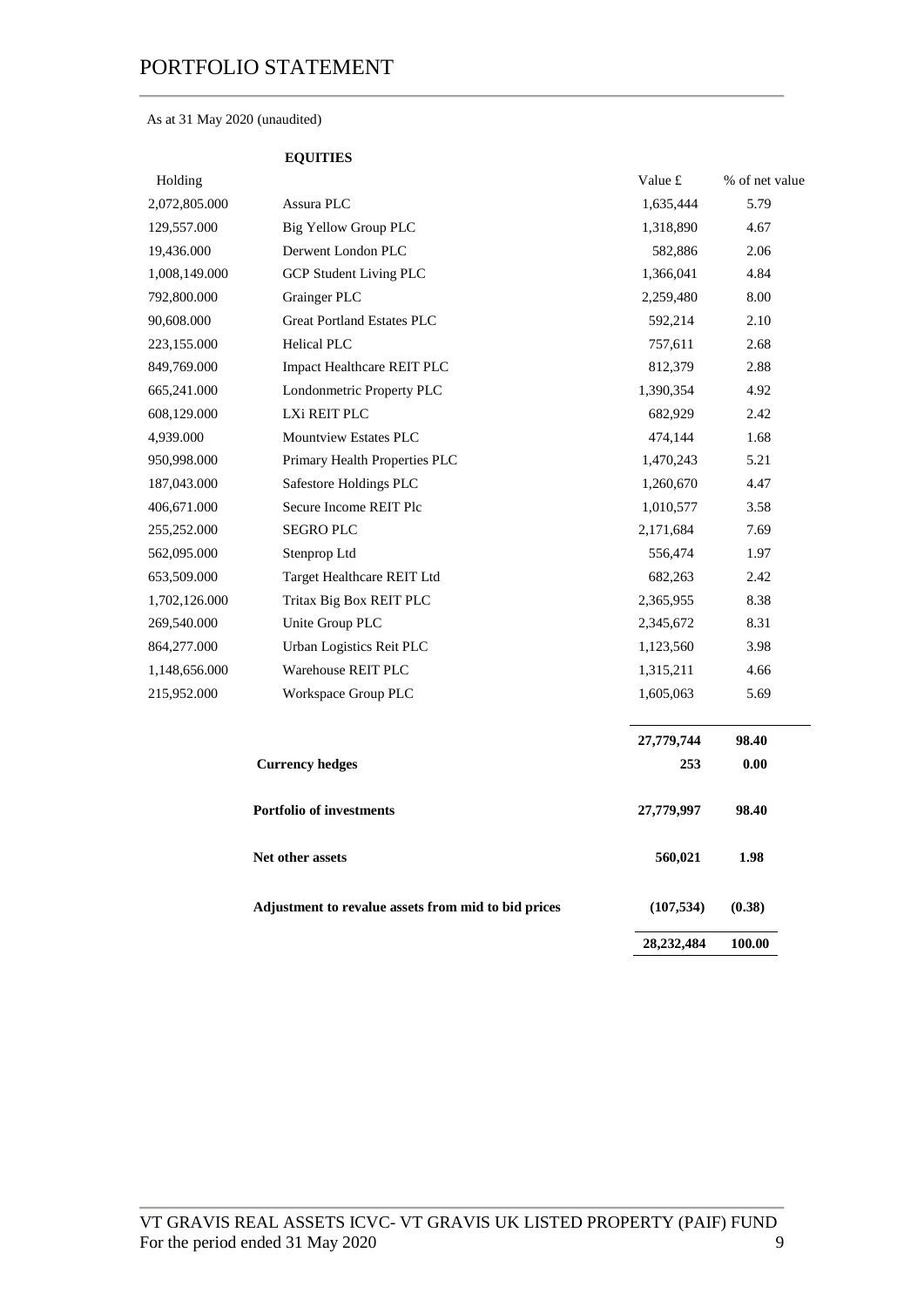# PORTFOLIO STATEMENT

As at 31 May 2020 (unaudited)

| Holding | EQUITIES | Value £ | % of net value |
|---|---|---|---|
| 2,072,805.000 | Assura PLC | 1,635,444 | 5.79 |
| 129,557.000 | Big Yellow Group PLC | 1,318,890 | 4.67 |
| 19,436.000 | Derwent London PLC | 582,886 | 2.06 |
| 1,008,149.000 | GCP Student Living PLC | 1,366,041 | 4.84 |
| 792,800.000 | Grainger PLC | 2,259,480 | 8.00 |
| 90,608.000 | Great Portland Estates PLC | 592,214 | 2.10 |
| 223,155.000 | Helical PLC | 757,611 | 2.68 |
| 849,769.000 | Impact Healthcare REIT PLC | 812,379 | 2.88 |
| 665,241.000 | Londonmetric Property PLC | 1,390,354 | 4.92 |
| 608,129.000 | LXi REIT PLC | 682,929 | 2.42 |
| 4,939.000 | Mountview Estates PLC | 474,144 | 1.68 |
| 950,998.000 | Primary Health Properties PLC | 1,470,243 | 5.21 |
| 187,043.000 | Safestore Holdings PLC | 1,260,670 | 4.47 |
| 406,671.000 | Secure Income REIT Plc | 1,010,577 | 3.58 |
| 255,252.000 | SEGRO PLC | 2,171,684 | 7.69 |
| 562,095.000 | Stenprop Ltd | 556,474 | 1.97 |
| 653,509.000 | Target Healthcare REIT Ltd | 682,263 | 2.42 |
| 1,702,126.000 | Tritax Big Box REIT PLC | 2,365,955 | 8.38 |
| 269,540.000 | Unite Group PLC | 2,345,672 | 8.31 |
| 864,277.000 | Urban Logistics Reit PLC | 1,123,560 | 3.98 |
| 1,148,656.000 | Warehouse REIT PLC | 1,315,211 | 4.66 |
| 215,952.000 | Workspace Group PLC | 1,605,063 | 5.69 |
| | | **27,779,744** | **98.40** |
| | **Currency hedges** | **253** | **0.00** |
| | **Portfolio of investments** | **27,779,997** | **98.40** |
| | **Net other assets** | **560,021** | **1.98** |
| | **Adjustment to revalue assets from mid to bid prices** | **(107,534)** | **(0.38)** |
| | | **28,232,484** | **100.00** |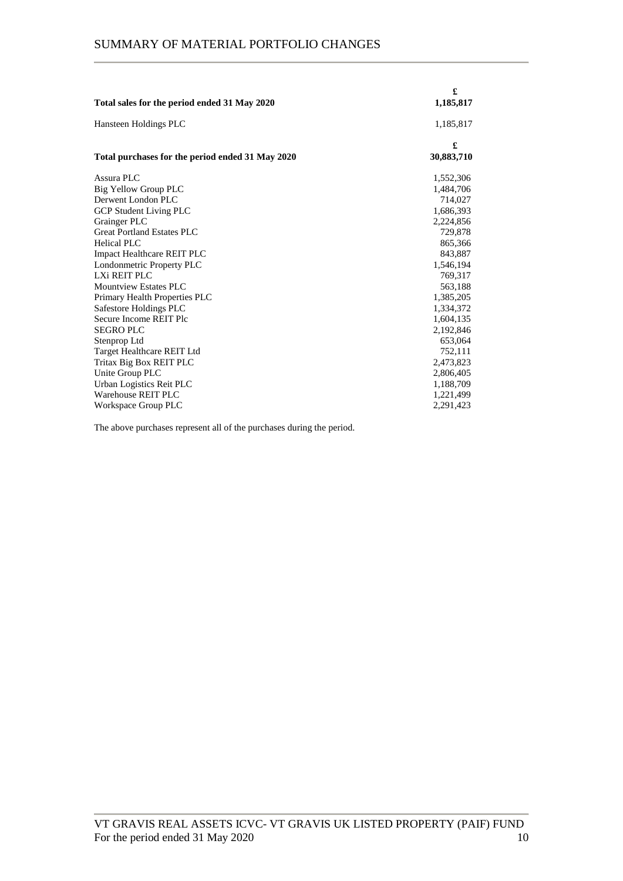# SUMMARY OF MATERIAL PORTFOLIO CHANGES

| | £ |
|---|---|
| **Total sales for the period ended 31 May 2020** | **1,185,817** |
| Hansteen Holdings PLC | 1,185,817 |

| | £ |
|---|---|
| **Total purchases for the period ended 31 May 2020** | **30,883,710** |
| Assura PLC | 1,552,306 |
| Big Yellow Group PLC | 1,484,706 |
| Derwent London PLC | 714,027 |
| GCP Student Living PLC | 1,686,393 |
| Grainger PLC | 2,224,856 |
| Great Portland Estates PLC | 729,878 |
| Helical PLC | 865,366 |
| Impact Healthcare REIT PLC | 843,887 |
| Londonmetric Property PLC | 1,546,194 |
| LXi REIT PLC | 769,317 |
| Mountview Estates PLC | 563,188 |
| Primary Health Properties PLC | 1,385,205 |
| Safestore Holdings PLC | 1,334,372 |
| Secure Income REIT Plc | 1,604,135 |
| SEGRO PLC | 2,192,846 |
| Stenprop Ltd | 653,064 |
| Target Healthcare REIT Ltd | 752,111 |
| Tritax Big Box REIT PLC | 2,473,823 |
| Unite Group PLC | 2,806,405 |
| Urban Logistics Reit PLC | 1,188,709 |
| Warehouse REIT PLC | 1,221,499 |
| Workspace Group PLC | 2,291,423 |

The above purchases represent all of the purchases during the period.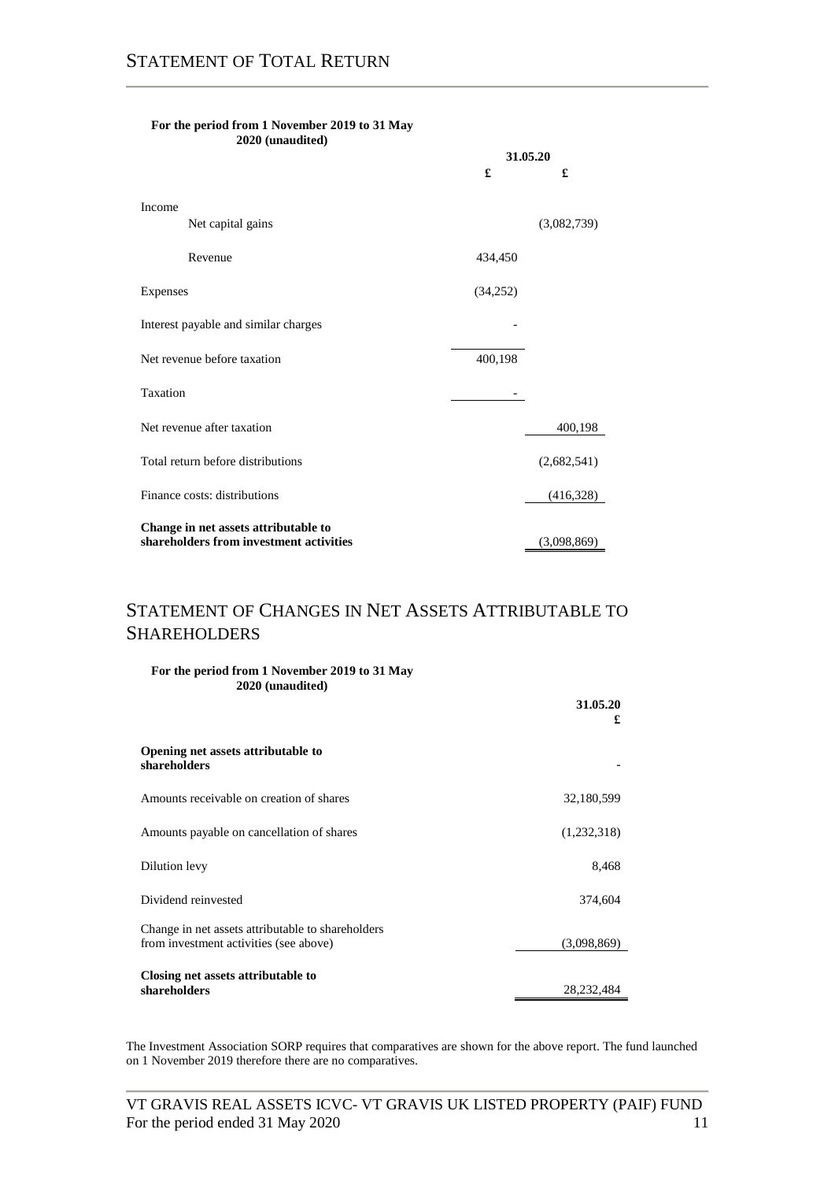# STATEMENT OF TOTAL RETURN

**For the period from 1 November 2019 to 31 May 2020 (unaudited)**

| | 31.05.20 | |
|---|---|---|
| | £ | £ |
| Income | | |
| Net capital gains | | (3,082,739) |
| Revenue | 434,450 | |
| Expenses | (34,252) | |
| Interest payable and similar charges | - | |
| Net revenue before taxation | 400,198 | |
| Taxation | - | |
| Net revenue after taxation | | 400,198 |
| Total return before distributions | | (2,682,541) |
| Finance costs: distributions | | (416,328) |
| **Change in net assets attributable to shareholders from investment activities** | | (3,098,869) |

# STATEMENT OF CHANGES IN NET ASSETS ATTRIBUTABLE TO SHAREHOLDERS

**For the period from 1 November 2019 to 31 May 2020 (unaudited)**

| | 31.05.20 £ |
|---|---|
| **Opening net assets attributable to shareholders** | - |
| Amounts receivable on creation of shares | 32,180,599 |
| Amounts payable on cancellation of shares | (1,232,318) |
| Dilution levy | 8,468 |
| Dividend reinvested | 374,604 |
| Change in net assets attributable to shareholders from investment activities (see above) | (3,098,869) |
| **Closing net assets attributable to shareholders** | 28,232,484 |

The Investment Association SORP requires that comparatives are shown for the above report. The fund launched on 1 November 2019 therefore there are no comparatives.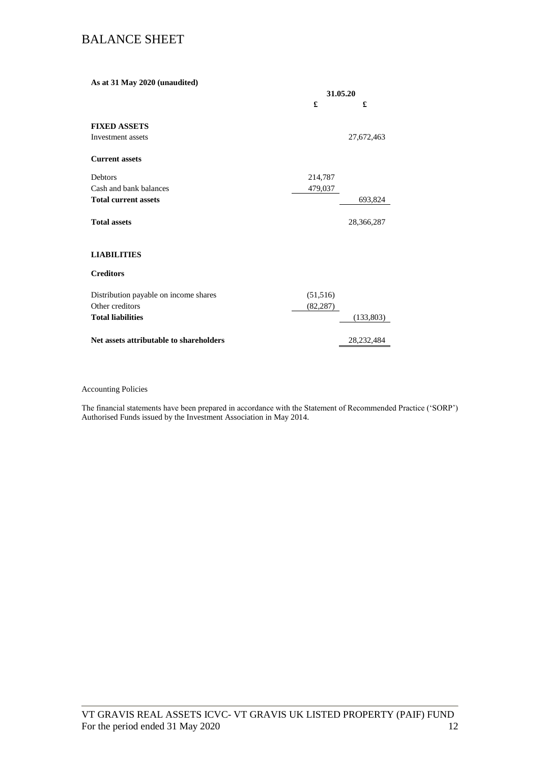# BALANCE SHEET

**As at 31 May 2020 (unaudited)**

| | 31.05.20 | |
|---|---|---|
| | £ | £ |
| **FIXED ASSETS** | | |
| Investment assets | | 27,672,463 |
| **Current assets** | | |
| Debtors | 214,787 | |
| Cash and bank balances | 479,037 | |
| **Total current assets** | | 693,824 |
| **Total assets** | | 28,366,287 |
| **LIABILITIES** | | |
| **Creditors** | | |
| Distribution payable on income shares | (51,516) | |
| Other creditors | (82,287) | |
| **Total liabilities** | | (133,803) |
| **Net assets attributable to shareholders** | | 28,232,484 |

Accounting Policies

The financial statements have been prepared in accordance with the Statement of Recommended Practice ('SORP') Authorised Funds issued by the Investment Association in May 2014.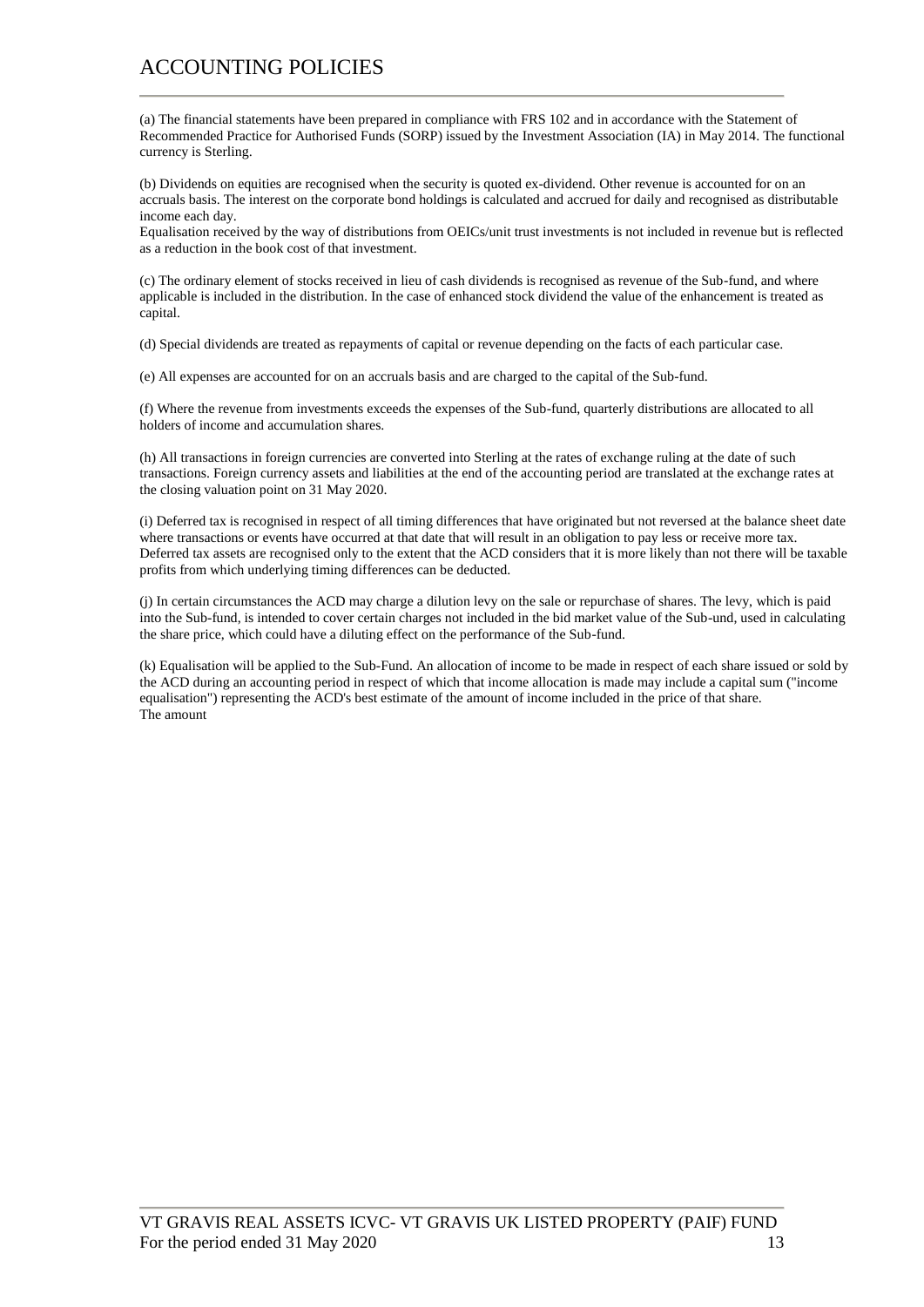# ACCOUNTING POLICIES

(a) The financial statements have been prepared in compliance with FRS 102 and in accordance with the Statement of Recommended Practice for Authorised Funds (SORP) issued by the Investment Association (IA) in May 2014. The functional currency is Sterling.

(b) Dividends on equities are recognised when the security is quoted ex-dividend. Other revenue is accounted for on an accruals basis. The interest on the corporate bond holdings is calculated and accrued for daily and recognised as distributable income each day.
Equalisation received by the way of distributions from OEICs/unit trust investments is not included in revenue but is reflected as a reduction in the book cost of that investment.

(c) The ordinary element of stocks received in lieu of cash dividends is recognised as revenue of the Sub-fund, and where applicable is included in the distribution. In the case of enhanced stock dividend the value of the enhancement is treated as capital.

(d) Special dividends are treated as repayments of capital or revenue depending on the facts of each particular case.

(e) All expenses are accounted for on an accruals basis and are charged to the capital of the Sub-fund.

(f) Where the revenue from investments exceeds the expenses of the Sub-fund, quarterly distributions are allocated to all holders of income and accumulation shares.

(h) All transactions in foreign currencies are converted into Sterling at the rates of exchange ruling at the date of such transactions. Foreign currency assets and liabilities at the end of the accounting period are translated at the exchange rates at the closing valuation point on 31 May 2020.

(i) Deferred tax is recognised in respect of all timing differences that have originated but not reversed at the balance sheet date where transactions or events have occurred at that date that will result in an obligation to pay less or receive more tax. Deferred tax assets are recognised only to the extent that the ACD considers that it is more likely than not there will be taxable profits from which underlying timing differences can be deducted.

(j) In certain circumstances the ACD may charge a dilution levy on the sale or repurchase of shares. The levy, which is paid into the Sub-fund, is intended to cover certain charges not included in the bid market value of the Sub-und, used in calculating the share price, which could have a diluting effect on the performance of the Sub-fund.

(k) Equalisation will be applied to the Sub-Fund. An allocation of income to be made in respect of each share issued or sold by the ACD during an accounting period in respect of which that income allocation is made may include a capital sum ("income equalisation") representing the ACD's best estimate of the amount of income included in the price of that share.
The amount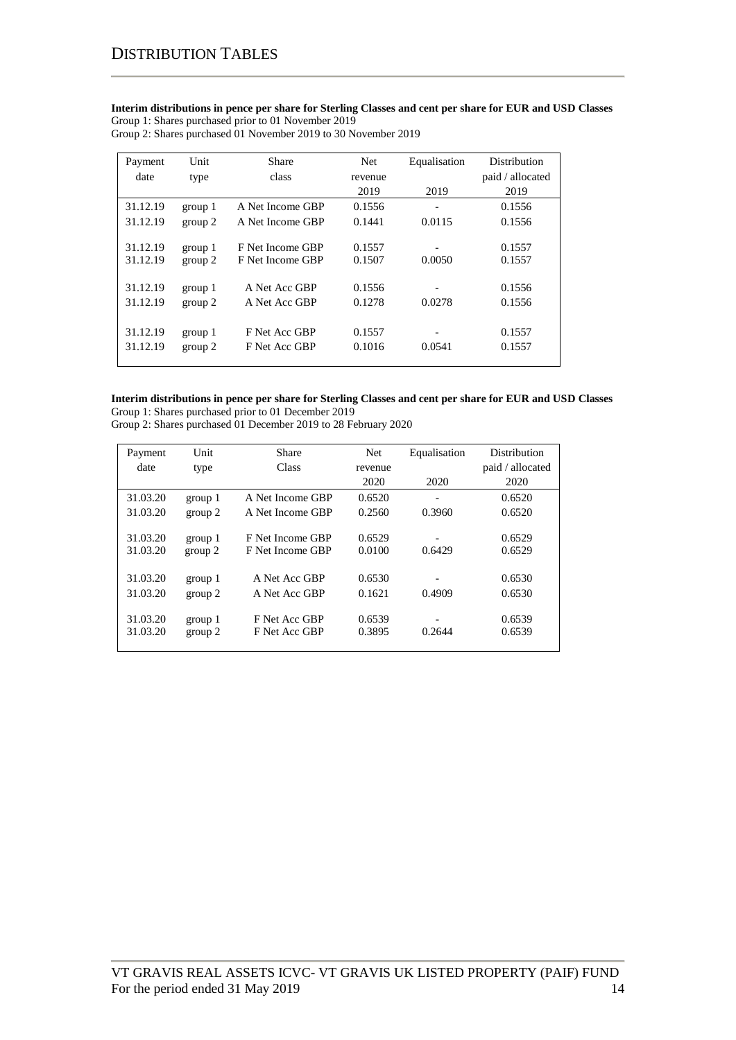# DISTRIBUTION TABLES

**Interim distributions in pence per share for Sterling Classes and cent per share for EUR and USD Classes**
Group 1: Shares purchased prior to 01 November 2019
Group 2: Shares purchased 01 November 2019 to 30 November 2019

| Payment date | Unit type | Share class | Net revenue 2019 | Equalisation 2019 | Distribution paid / allocated 2019 |
|---|---|---|---|---|---|
| 31.12.19 | group 1 | A Net Income GBP | 0.1556 | - | 0.1556 |
| 31.12.19 | group 2 | A Net Income GBP | 0.1441 | 0.0115 | 0.1556 |
| 31.12.19 | group 1 | F Net Income GBP | 0.1557 | - | 0.1557 |
| 31.12.19 | group 2 | F Net Income GBP | 0.1507 | 0.0050 | 0.1557 |
| 31.12.19 | group 1 | A Net Acc GBP | 0.1556 | - | 0.1556 |
| 31.12.19 | group 2 | A Net Acc GBP | 0.1278 | 0.0278 | 0.1556 |
| 31.12.19 | group 1 | F Net Acc GBP | 0.1557 | - | 0.1557 |
| 31.12.19 | group 2 | F Net Acc GBP | 0.1016 | 0.0541 | 0.1557 |

**Interim distributions in pence per share for Sterling Classes and cent per share for EUR and USD Classes**
Group 1: Shares purchased prior to 01 December 2019
Group 2: Shares purchased 01 December 2019 to 28 February 2020

| Payment date | Unit type | Share Class | Net revenue 2020 | Equalisation 2020 | Distribution paid / allocated 2020 |
|---|---|---|---|---|---|
| 31.03.20 | group 1 | A Net Income GBP | 0.6520 | - | 0.6520 |
| 31.03.20 | group 2 | A Net Income GBP | 0.2560 | 0.3960 | 0.6520 |
| 31.03.20 | group 1 | F Net Income GBP | 0.6529 | - | 0.6529 |
| 31.03.20 | group 2 | F Net Income GBP | 0.0100 | 0.6429 | 0.6529 |
| 31.03.20 | group 1 | A Net Acc GBP | 0.6530 | - | 0.6530 |
| 31.03.20 | group 2 | A Net Acc GBP | 0.1621 | 0.4909 | 0.6530 |
| 31.03.20 | group 1 | F Net Acc GBP | 0.6539 | - | 0.6539 |
| 31.03.20 | group 2 | F Net Acc GBP | 0.3895 | 0.2644 | 0.6539 |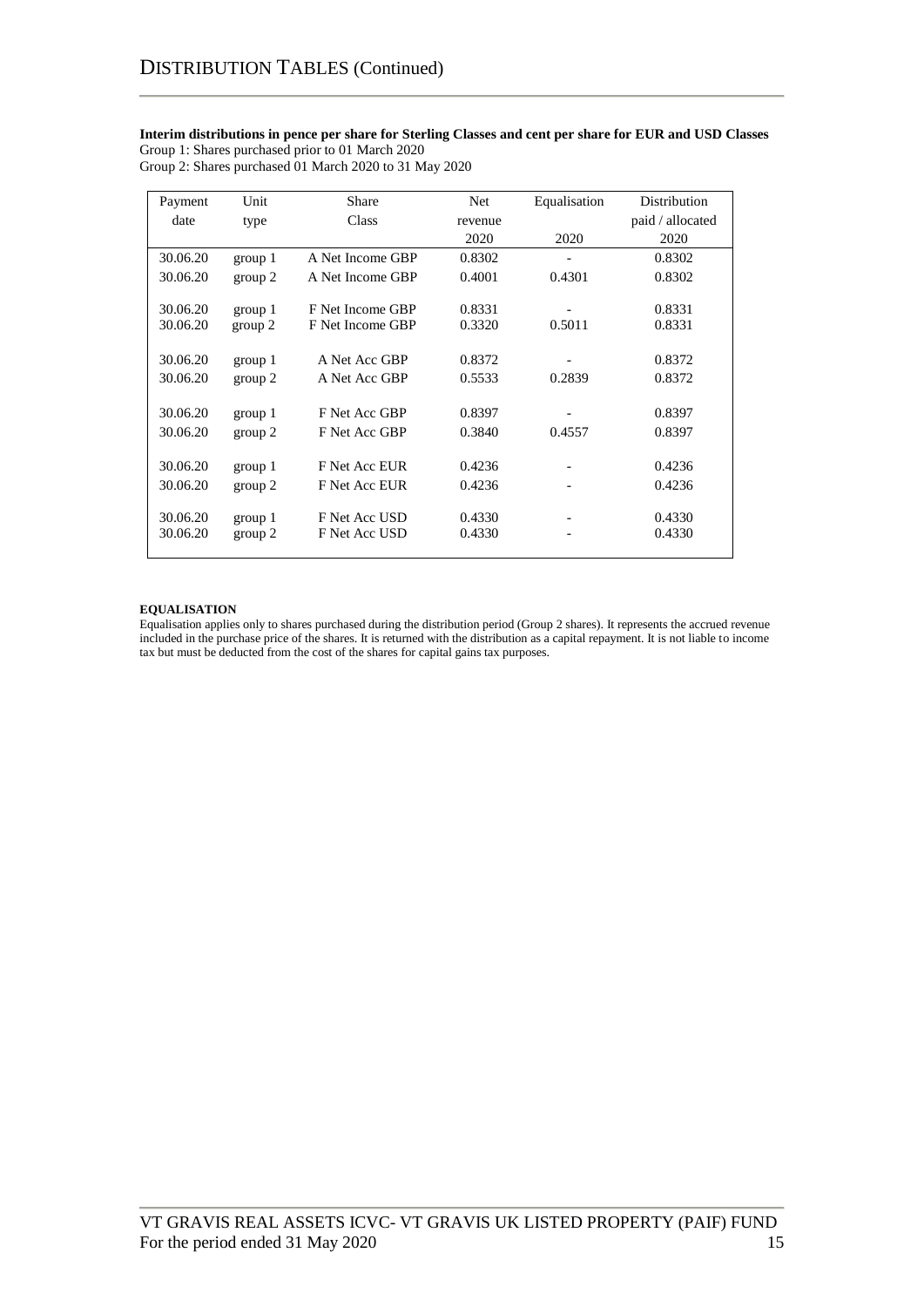# DISTRIBUTION TABLES (Continued)

**Interim distributions in pence per share for Sterling Classes and cent per share for EUR and USD Classes**
Group 1: Shares purchased prior to 01 March 2020
Group 2: Shares purchased 01 March 2020 to 31 May 2020

| Payment date | Unit type | Share Class | Net revenue 2020 | Equalisation 2020 | Distribution paid / allocated 2020 |
|---|---|---|---|---|---|
| 30.06.20 | group 1 | A Net Income GBP | 0.8302 | - | 0.8302 |
| 30.06.20 | group 2 | A Net Income GBP | 0.4001 | 0.4301 | 0.8302 |
| 30.06.20 | group 1 | F Net Income GBP | 0.8331 | - | 0.8331 |
| 30.06.20 | group 2 | F Net Income GBP | 0.3320 | 0.5011 | 0.8331 |
| 30.06.20 | group 1 | A Net Acc GBP | 0.8372 | - | 0.8372 |
| 30.06.20 | group 2 | A Net Acc GBP | 0.5533 | 0.2839 | 0.8372 |
| 30.06.20 | group 1 | F Net Acc GBP | 0.8397 | - | 0.8397 |
| 30.06.20 | group 2 | F Net Acc GBP | 0.3840 | 0.4557 | 0.8397 |
| 30.06.20 | group 1 | F Net Acc EUR | 0.4236 | - | 0.4236 |
| 30.06.20 | group 2 | F Net Acc EUR | 0.4236 | - | 0.4236 |
| 30.06.20 | group 1 | F Net Acc USD | 0.4330 | - | 0.4330 |
| 30.06.20 | group 2 | F Net Acc USD | 0.4330 | - | 0.4330 |

**EQUALISATION**
Equalisation applies only to shares purchased during the distribution period (Group 2 shares). It represents the accrued revenue included in the purchase price of the shares. It is returned with the distribution as a capital repayment. It is not liable to income tax but must be deducted from the cost of the shares for capital gains tax purposes.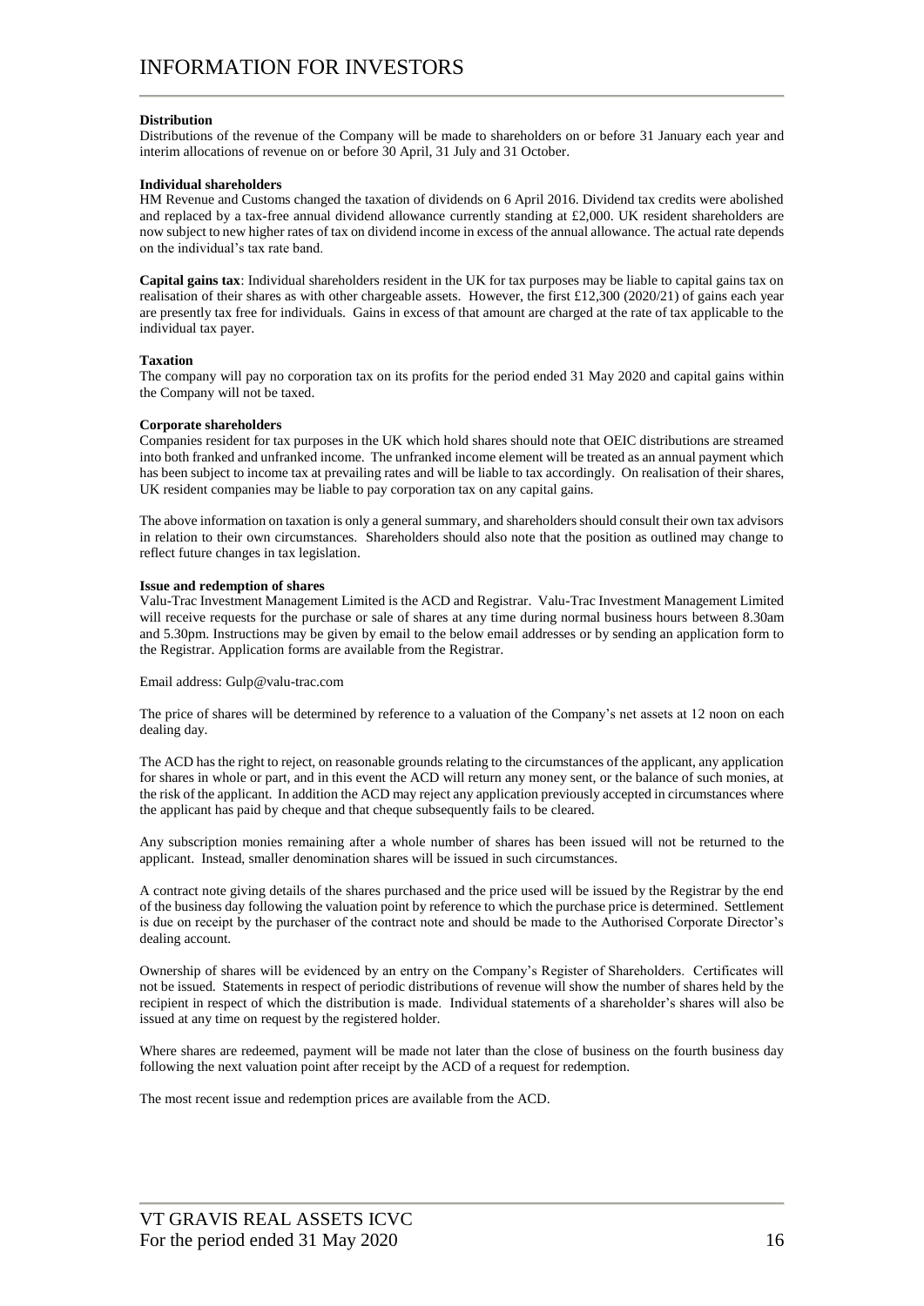# INFORMATION FOR INVESTORS

**Distribution**

Distributions of the revenue of the Company will be made to shareholders on or before 31 January each year and interim allocations of revenue on or before 30 April, 31 July and 31 October.

**Individual shareholders**

HM Revenue and Customs changed the taxation of dividends on 6 April 2016. Dividend tax credits were abolished and replaced by a tax-free annual dividend allowance currently standing at £2,000. UK resident shareholders are now subject to new higher rates of tax on dividend income in excess of the annual allowance. The actual rate depends on the individual's tax rate band.

**Capital gains tax**: Individual shareholders resident in the UK for tax purposes may be liable to capital gains tax on realisation of their shares as with other chargeable assets. However, the first £12,300 (2020/21) of gains each year are presently tax free for individuals. Gains in excess of that amount are charged at the rate of tax applicable to the individual tax payer.

**Taxation**

The company will pay no corporation tax on its profits for the period ended 31 May 2020 and capital gains within the Company will not be taxed.

**Corporate shareholders**

Companies resident for tax purposes in the UK which hold shares should note that OEIC distributions are streamed into both franked and unfranked income. The unfranked income element will be treated as an annual payment which has been subject to income tax at prevailing rates and will be liable to tax accordingly. On realisation of their shares, UK resident companies may be liable to pay corporation tax on any capital gains.

The above information on taxation is only a general summary, and shareholders should consult their own tax advisors in relation to their own circumstances. Shareholders should also note that the position as outlined may change to reflect future changes in tax legislation.

**Issue and redemption of shares**

Valu-Trac Investment Management Limited is the ACD and Registrar. Valu-Trac Investment Management Limited will receive requests for the purchase or sale of shares at any time during normal business hours between 8.30am and 5.30pm. Instructions may be given by email to the below email addresses or by sending an application form to the Registrar. Application forms are available from the Registrar.

Email address: Gulp@valu-trac.com

The price of shares will be determined by reference to a valuation of the Company's net assets at 12 noon on each dealing day.

The ACD has the right to reject, on reasonable grounds relating to the circumstances of the applicant, any application for shares in whole or part, and in this event the ACD will return any money sent, or the balance of such monies, at the risk of the applicant. In addition the ACD may reject any application previously accepted in circumstances where the applicant has paid by cheque and that cheque subsequently fails to be cleared.

Any subscription monies remaining after a whole number of shares has been issued will not be returned to the applicant. Instead, smaller denomination shares will be issued in such circumstances.

A contract note giving details of the shares purchased and the price used will be issued by the Registrar by the end of the business day following the valuation point by reference to which the purchase price is determined. Settlement is due on receipt by the purchaser of the contract note and should be made to the Authorised Corporate Director's dealing account.

Ownership of shares will be evidenced by an entry on the Company's Register of Shareholders. Certificates will not be issued. Statements in respect of periodic distributions of revenue will show the number of shares held by the recipient in respect of which the distribution is made. Individual statements of a shareholder's shares will also be issued at any time on request by the registered holder.

Where shares are redeemed, payment will be made not later than the close of business on the fourth business day following the next valuation point after receipt by the ACD of a request for redemption.

The most recent issue and redemption prices are available from the ACD.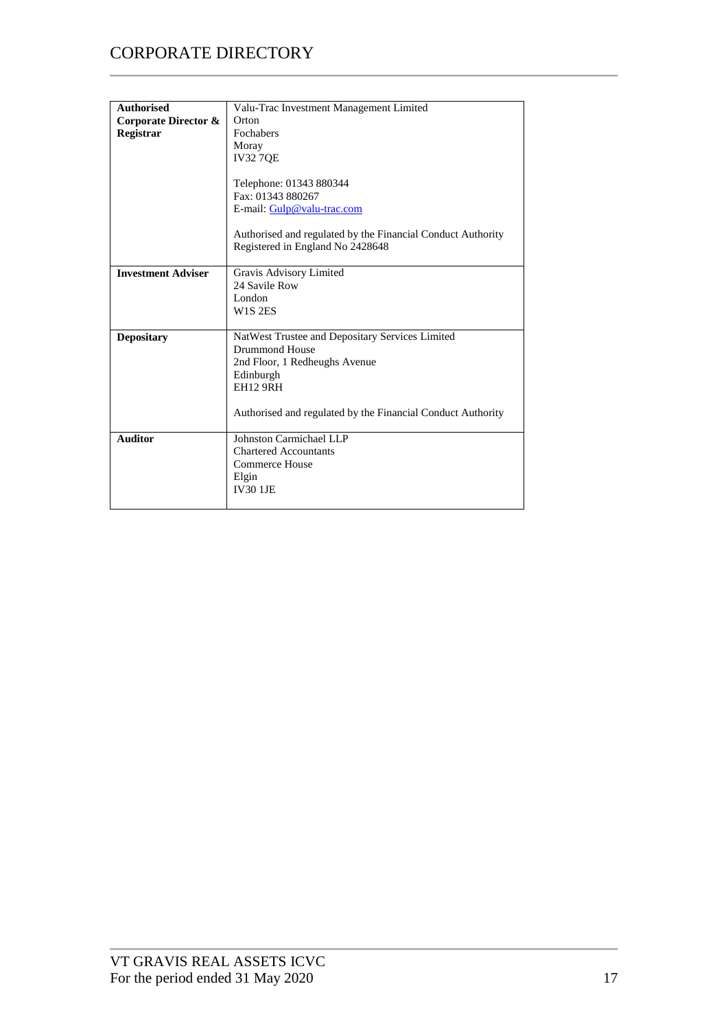# CORPORATE DIRECTORY

| | |
|---|---|
| **Authorised Corporate Director & Registrar** | Valu-Trac Investment Management Limited<br>Orton<br>Fochabers<br>Moray<br>IV32 7QE<br><br>Telephone: 01343 880344<br>Fax: 01343 880267<br>E-mail: Gulp@valu-trac.com<br><br>Authorised and regulated by the Financial Conduct Authority<br>Registered in England No 2428648 |
| **Investment Adviser** | Gravis Advisory Limited<br>24 Savile Row<br>London<br>W1S 2ES |
| **Depositary** | NatWest Trustee and Depositary Services Limited<br>Drummond House<br>2nd Floor, 1 Redheughs Avenue<br>Edinburgh<br>EH12 9RH<br><br>Authorised and regulated by the Financial Conduct Authority |
| **Auditor** | Johnston Carmichael LLP<br>Chartered Accountants<br>Commerce House<br>Elgin<br>IV30 1JE |